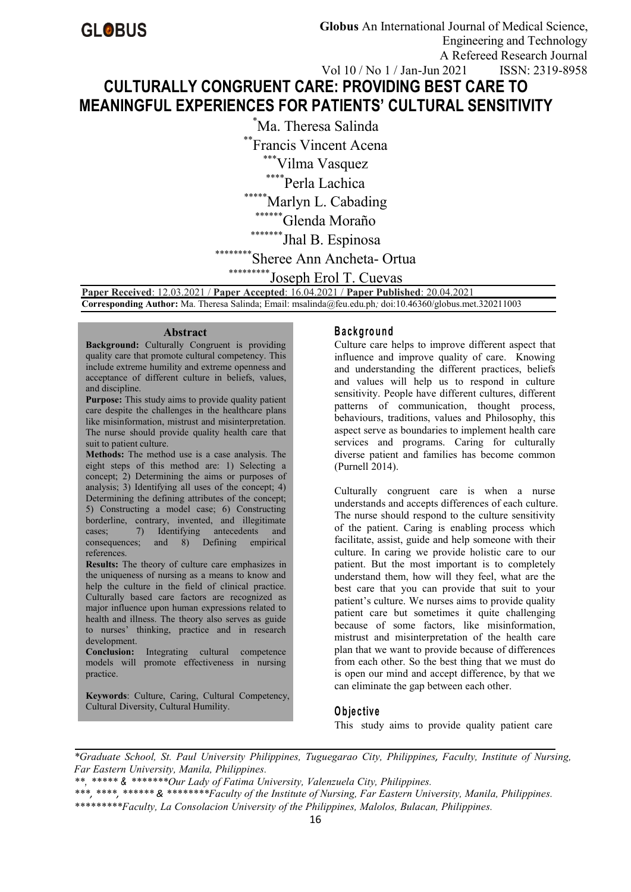# CULTURALLY CONGRUENT CARE: PROVIDING BEST CARE TO MEANINGFUL EXPERIENCES FOR PATIENTS' CULTURAL SENSITIVITY

*Ma. Theresa Salinda

**Francis Vincent Acena

***Vilma Vasquez

****Perla Lachica

*****Marlyn L. Cabading

******Glenda Moraño

*******Jhal B. Espinosa

********Sheree Ann Ancheta- Ortua

*********Joseph Erol T. Cuevas

**Paper Received**: 12.03.2021 / **Paper Accepted**: 16.04.2021 / **Paper Published**: 20.04.2021

**Corresponding Author:** Ma. Theresa Salinda; Email: msalinda@feu.edu.ph*;* doi:10.46360/globus.met.320211003

## Abstract

**Background:** Culturally Congruent is providing quality care that promote cultural competency. This include extreme humility and extreme openness and acceptance of different culture in beliefs, values, and discipline.

**Purpose:** This study aims to provide quality patient care despite the challenges in the healthcare plans like misinformation, mistrust and misinterpretation. The nurse should provide quality health care that suit to patient culture.

**Methods:** The method use is a case analysis. The eight steps of this method are: 1) Selecting a concept; 2) Determining the aims or purposes of analysis; 3) Identifying all uses of the concept; 4) Determining the defining attributes of the concept; 5) Constructing a model case; 6) Constructing borderline, contrary, invented, and illegitimate cases; 7) Identifying antecedents and consequences; and 8) Defining empirical references.

**Results:** The theory of culture care emphasizes in the uniqueness of nursing as a means to know and help the culture in the field of clinical practice. Culturally based care factors are recognized as major influence upon human expressions related to health and illness. The theory also serves as guide to nurses' thinking, practice and in research development.

**Conclusion:** Integrating cultural competence models will promote effectiveness in nursing practice.

**Keywords**: Culture, Caring, Cultural Competency, Cultural Diversity, Cultural Humility.

## Background

Culture care helps to improve different aspect that influence and improve quality of care. Knowing and understanding the different practices, beliefs and values will help us to respond in culture sensitivity. People have different cultures, different patterns of communication, thought process, behaviours, traditions, values and Philosophy, this aspect serve as boundaries to implement health care services and programs. Caring for culturally diverse patient and families has become common (Purnell 2014).

Culturally congruent care is when a nurse understands and accepts differences of each culture. The nurse should respond to the culture sensitivity of the patient. Caring is enabling process which facilitate, assist, guide and help someone with their culture. In caring we provide holistic care to our patient. But the most important is to completely understand them, how will they feel, what are the best care that you can provide that suit to your patient's culture. We nurses aims to provide quality patient care but sometimes it quite challenging because of some factors, like misinformation, mistrust and misinterpretation of the health care plan that we want to provide because of differences from each other. So the best thing that we must do is open our mind and accept difference, by that we can eliminate the gap between each other.

## Objective

This study aims to provide quality patient care

---

*\*Graduate School, St. Paul University Philippines, Tuguegarao City, Philippines, Faculty, Institute of Nursing, Far Eastern University, Manila, Philippines.*

*\*\*, \*\*\*\*\* & \*\*\*\*\*\*\*Our Lady of Fatima University, Valenzuela City, Philippines.*

*\*\*\*, \*\*\*\*, \*\*\*\*\*\* & \*\*\*\*\*\*\*\*Faculty of the Institute of Nursing, Far Eastern University, Manila, Philippines.*

*\*\*\*\*\*\*\*\*\*Faculty, La Consolacion University of the Philippines, Malolos, Bulacan, Philippines.*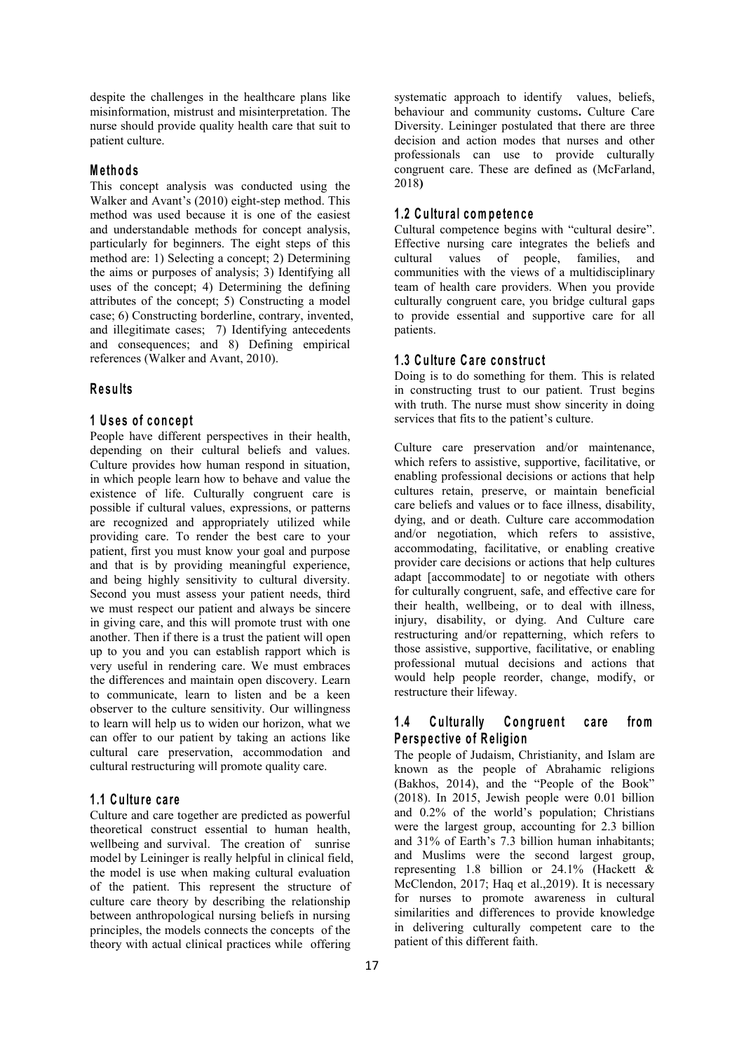despite the challenges in the healthcare plans like misinformation, mistrust and misinterpretation. The nurse should provide quality health care that suit to patient culture.

## Methods

This concept analysis was conducted using the Walker and Avant's (2010) eight-step method. This method was used because it is one of the easiest and understandable methods for concept analysis, particularly for beginners. The eight steps of this method are: 1) Selecting a concept; 2) Determining the aims or purposes of analysis; 3) Identifying all uses of the concept; 4) Determining the defining attributes of the concept; 5) Constructing a model case; 6) Constructing borderline, contrary, invented, and illegitimate cases; 7) Identifying antecedents and consequences; and 8) Defining empirical references (Walker and Avant, 2010).

## Results

### 1 Uses of concept

People have different perspectives in their health, depending on their cultural beliefs and values. Culture provides how human respond in situation, in which people learn how to behave and value the existence of life. Culturally congruent care is possible if cultural values, expressions, or patterns are recognized and appropriately utilized while providing care. To render the best care to your patient, first you must know your goal and purpose and that is by providing meaningful experience, and being highly sensitivity to cultural diversity. Second you must assess your patient needs, third we must respect our patient and always be sincere in giving care, and this will promote trust with one another. Then if there is a trust the patient will open up to you and you can establish rapport which is very useful in rendering care. We must embraces the differences and maintain open discovery. Learn to communicate, learn to listen and be a keen observer to the culture sensitivity. Our willingness to learn will help us to widen our horizon, what we can offer to our patient by taking an actions like cultural care preservation, accommodation and cultural restructuring will promote quality care.

### 1.1 Culture care

Culture and care together are predicted as powerful theoretical construct essential to human health, wellbeing and survival. The creation of sunrise model by Leininger is really helpful in clinical field, the model is use when making cultural evaluation of the patient. This represent the structure of culture care theory by describing the relationship between anthropological nursing beliefs in nursing principles, the models connects the concepts of the theory with actual clinical practices while offering systematic approach to identify values, beliefs, behaviour and community customs**.** Culture Care Diversity. Leininger postulated that there are three decision and action modes that nurses and other professionals can use to provide culturally congruent care. These are defined as (McFarland, 2018**)**

### 1.2 Cultural competence

Cultural competence begins with "cultural desire". Effective nursing care integrates the beliefs and cultural values of people, families, and communities with the views of a multidisciplinary team of health care providers. When you provide culturally congruent care, you bridge cultural gaps to provide essential and supportive care for all patients.

### 1.3 Culture Care construct

Doing is to do something for them. This is related in constructing trust to our patient. Trust begins with truth. The nurse must show sincerity in doing services that fits to the patient's culture.

Culture care preservation and/or maintenance, which refers to assistive, supportive, facilitative, or enabling professional decisions or actions that help cultures retain, preserve, or maintain beneficial care beliefs and values or to face illness, disability, dying, and or death. Culture care accommodation and/or negotiation, which refers to assistive, accommodating, facilitative, or enabling creative provider care decisions or actions that help cultures adapt [accommodate] to or negotiate with others for culturally congruent, safe, and effective care for their health, wellbeing, or to deal with illness, injury, disability, or dying. And Culture care restructuring and/or repatterning, which refers to those assistive, supportive, facilitative, or enabling professional mutual decisions and actions that would help people reorder, change, modify, or restructure their lifeway.

### 1.4 Culturally Congruent care from Perspective of Religion

The people of Judaism, Christianity, and Islam are known as the people of Abrahamic religions (Bakhos, 2014), and the "People of the Book" (2018). In 2015, Jewish people were 0.01 billion and 0.2% of the world's population; Christians were the largest group, accounting for 2.3 billion and 31% of Earth's 7.3 billion human inhabitants; and Muslims were the second largest group, representing 1.8 billion or 24.1% (Hackett & McClendon, 2017; Haq et al.,2019). It is necessary for nurses to promote awareness in cultural similarities and differences to provide knowledge in delivering culturally competent care to the patient of this different faith.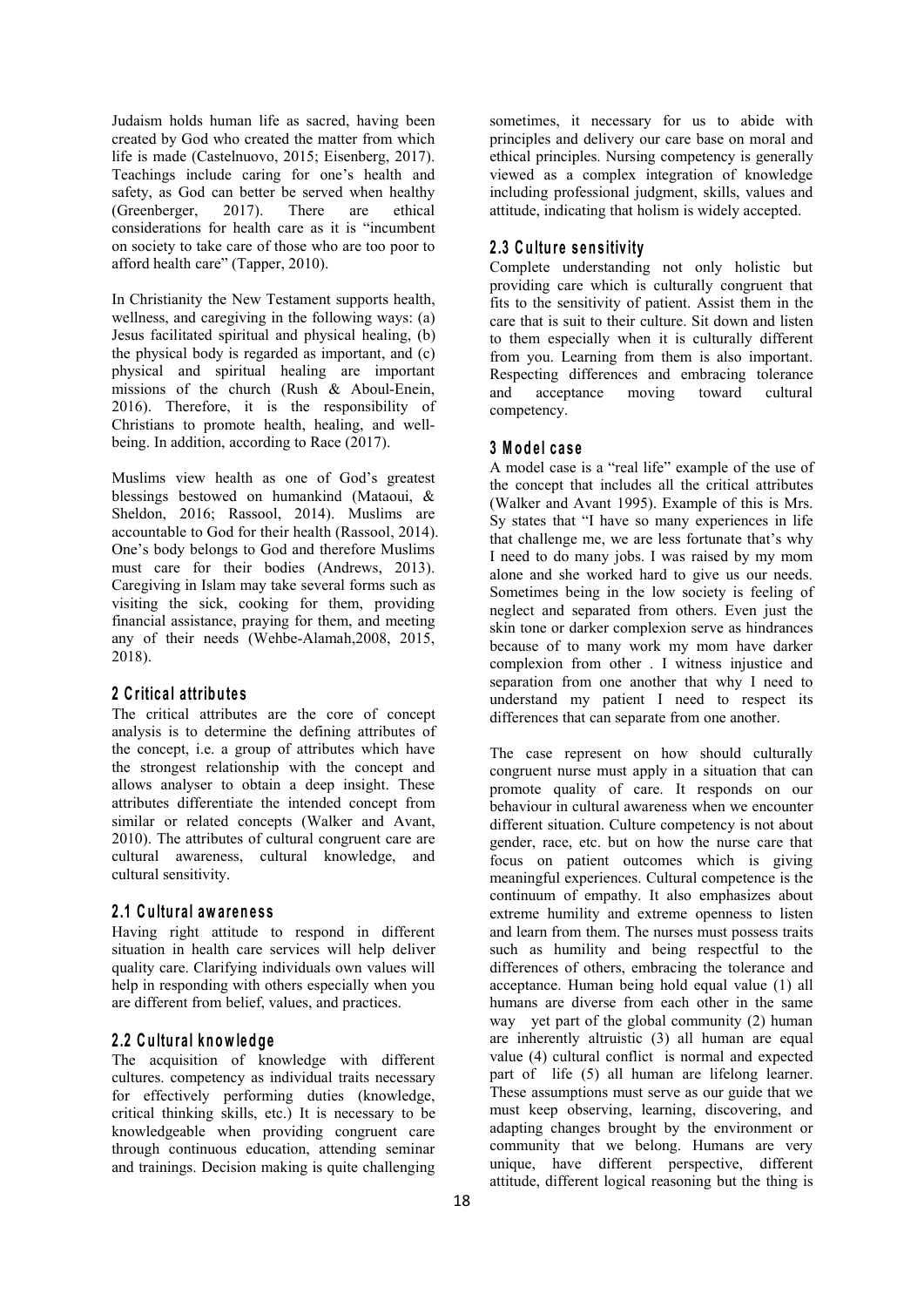Judaism holds human life as sacred, having been created by God who created the matter from which life is made (Castelnuovo, 2015; Eisenberg, 2017). Teachings include caring for one's health and safety, as God can better be served when healthy (Greenberger, 2017). There are ethical considerations for health care as it is "incumbent on society to take care of those who are too poor to afford health care" (Tapper, 2010).

In Christianity the New Testament supports health, wellness, and caregiving in the following ways: (a) Jesus facilitated spiritual and physical healing, (b) the physical body is regarded as important, and (c) physical and spiritual healing are important missions of the church (Rush & Aboul-Enein, 2016). Therefore, it is the responsibility of Christians to promote health, healing, and well-being. In addition, according to Race (2017).

Muslims view health as one of God's greatest blessings bestowed on humankind (Mataoui, & Sheldon, 2016; Rassool, 2014). Muslims are accountable to God for their health (Rassool, 2014). One's body belongs to God and therefore Muslims must care for their bodies (Andrews, 2013). Caregiving in Islam may take several forms such as visiting the sick, cooking for them, providing financial assistance, praying for them, and meeting any of their needs (Wehbe-Alamah,2008, 2015, 2018).

## 2 Critical attributes

The critical attributes are the core of concept analysis is to determine the defining attributes of the concept, i.e. a group of attributes which have the strongest relationship with the concept and allows analyser to obtain a deep insight. These attributes differentiate the intended concept from similar or related concepts (Walker and Avant, 2010). The attributes of cultural congruent care are cultural awareness, cultural knowledge, and cultural sensitivity.

### 2.1 Cultural awareness

Having right attitude to respond in different situation in health care services will help deliver quality care. Clarifying individuals own values will help in responding with others especially when you are different from belief, values, and practices.

### 2.2 Cultural knowledge

The acquisition of knowledge with different cultures. competency as individual traits necessary for effectively performing duties (knowledge, critical thinking skills, etc.) It is necessary to be knowledgeable when providing congruent care through continuous education, attending seminar and trainings. Decision making is quite challenging sometimes, it necessary for us to abide with principles and delivery our care base on moral and ethical principles. Nursing competency is generally viewed as a complex integration of knowledge including professional judgment, skills, values and attitude, indicating that holism is widely accepted.

### 2.3 Culture sensitivity

Complete understanding not only holistic but providing care which is culturally congruent that fits to the sensitivity of patient. Assist them in the care that is suit to their culture. Sit down and listen to them especially when it is culturally different from you. Learning from them is also important. Respecting differences and embracing tolerance and acceptance moving toward cultural competency.

## 3 Model case

A model case is a "real life" example of the use of the concept that includes all the critical attributes (Walker and Avant 1995). Example of this is Mrs. Sy states that "I have so many experiences in life that challenge me, we are less fortunate that's why I need to do many jobs. I was raised by my mom alone and she worked hard to give us our needs. Sometimes being in the low society is feeling of neglect and separated from others. Even just the skin tone or darker complexion serve as hindrances because of to many work my mom have darker complexion from other . I witness injustice and separation from one another that why I need to understand my patient I need to respect its differences that can separate from one another.

The case represent on how should culturally congruent nurse must apply in a situation that can promote quality of care. It responds on our behaviour in cultural awareness when we encounter different situation. Culture competency is not about gender, race, etc. but on how the nurse care that focus on patient outcomes which is giving meaningful experiences. Cultural competence is the continuum of empathy. It also emphasizes about extreme humility and extreme openness to listen and learn from them. The nurses must possess traits such as humility and being respectful to the differences of others, embracing the tolerance and acceptance. Human being hold equal value (1) all humans are diverse from each other in the same way yet part of the global community (2) human are inherently altruistic (3) all human are equal value (4) cultural conflict is normal and expected part of life (5) all human are lifelong learner. These assumptions must serve as our guide that we must keep observing, learning, discovering, and adapting changes brought by the environment or community that we belong. Humans are very unique, have different perspective, different attitude, different logical reasoning but the thing is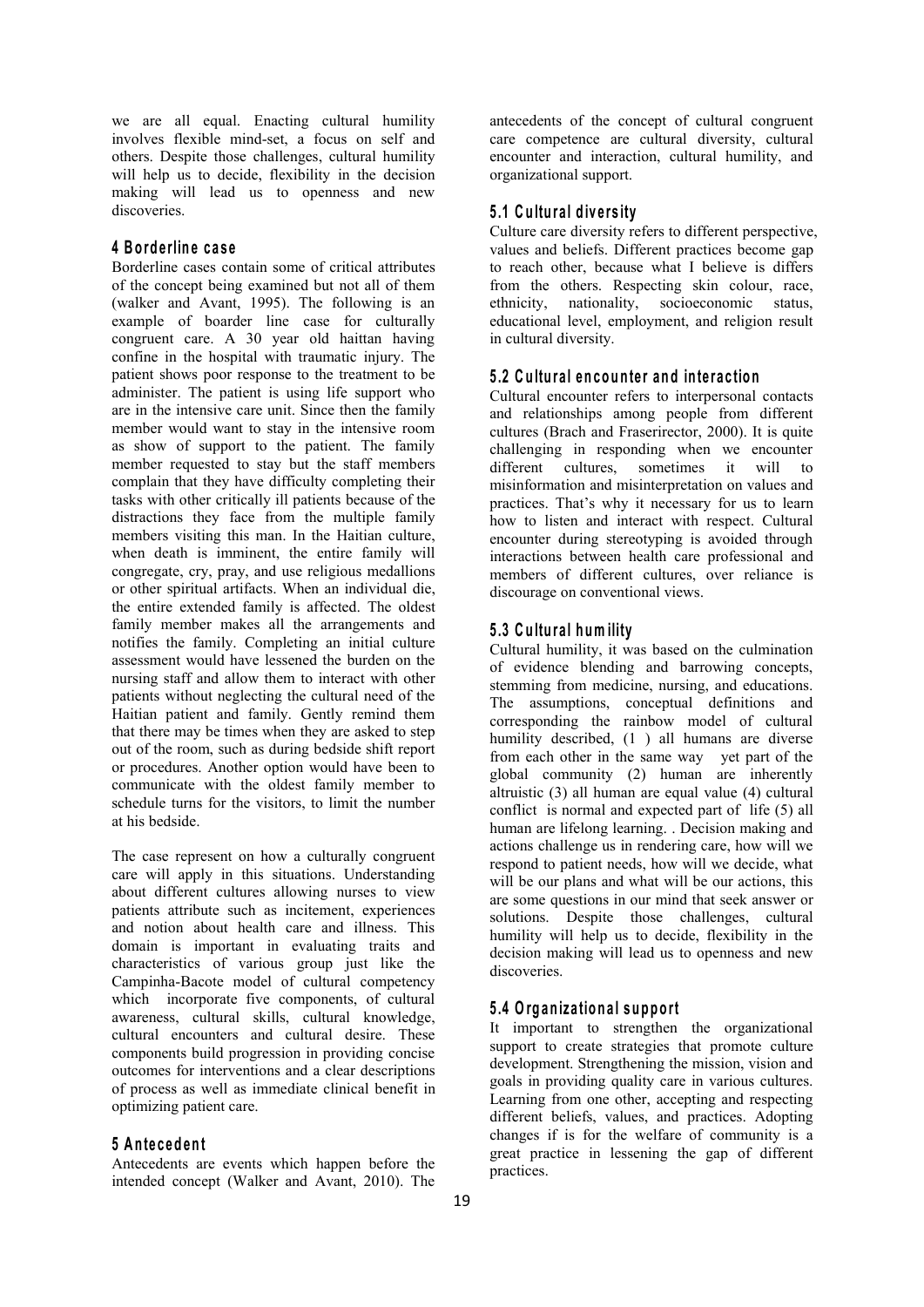we are all equal. Enacting cultural humility involves flexible mind-set, a focus on self and others. Despite those challenges, cultural humility will help us to decide, flexibility in the decision making will lead us to openness and new discoveries.

## 4 Borderline case

Borderline cases contain some of critical attributes of the concept being examined but not all of them (walker and Avant, 1995). The following is an example of boarder line case for culturally congruent care. A 30 year old haittan having confine in the hospital with traumatic injury. The patient shows poor response to the treatment to be administer. The patient is using life support who are in the intensive care unit. Since then the family member would want to stay in the intensive room as show of support to the patient. The family member requested to stay but the staff members complain that they have difficulty completing their tasks with other critically ill patients because of the distractions they face from the multiple family members visiting this man. In the Haitian culture, when death is imminent, the entire family will congregate, cry, pray, and use religious medallions or other spiritual artifacts. When an individual die, the entire extended family is affected. The oldest family member makes all the arrangements and notifies the family. Completing an initial culture assessment would have lessened the burden on the nursing staff and allow them to interact with other patients without neglecting the cultural need of the Haitian patient and family. Gently remind them that there may be times when they are asked to step out of the room, such as during bedside shift report or procedures. Another option would have been to communicate with the oldest family member to schedule turns for the visitors, to limit the number at his bedside.

The case represent on how a culturally congruent care will apply in this situations. Understanding about different cultures allowing nurses to view patients attribute such as incitement, experiences and notion about health care and illness. This domain is important in evaluating traits and characteristics of various group just like the Campinha-Bacote model of cultural competency which incorporate five components, of cultural awareness, cultural skills, cultural knowledge, cultural encounters and cultural desire. These components build progression in providing concise outcomes for interventions and a clear descriptions of process as well as immediate clinical benefit in optimizing patient care.

## 5 Antecedent

Antecedents are events which happen before the intended concept (Walker and Avant, 2010). The antecedents of the concept of cultural congruent care competence are cultural diversity, cultural encounter and interaction, cultural humility, and organizational support.

### 5.1 Cultural diversity

Culture care diversity refers to different perspective, values and beliefs. Different practices become gap to reach other, because what I believe is differs from the others. Respecting skin colour, race, ethnicity, nationality, socioeconomic status, educational level, employment, and religion result in cultural diversity.

### 5.2 Cultural encounter and interaction

Cultural encounter refers to interpersonal contacts and relationships among people from different cultures (Brach and Fraserirector, 2000). It is quite challenging in responding when we encounter different cultures, sometimes it will to misinformation and misinterpretation on values and practices. That's why it necessary for us to learn how to listen and interact with respect. Cultural encounter during stereotyping is avoided through interactions between health care professional and members of different cultures, over reliance is discourage on conventional views.

### 5.3 Cultural humility

Cultural humility, it was based on the culmination of evidence blending and barrowing concepts, stemming from medicine, nursing, and educations. The assumptions, conceptual definitions and corresponding the rainbow model of cultural humility described, (1 ) all humans are diverse from each other in the same way yet part of the global community (2) human are inherently altruistic (3) all human are equal value (4) cultural conflict is normal and expected part of life (5) all human are lifelong learning. . Decision making and actions challenge us in rendering care, how will we respond to patient needs, how will we decide, what will be our plans and what will be our actions, this are some questions in our mind that seek answer or solutions. Despite those challenges, cultural humility will help us to decide, flexibility in the decision making will lead us to openness and new discoveries.

### 5.4 Organizational support

It important to strengthen the organizational support to create strategies that promote culture development. Strengthening the mission, vision and goals in providing quality care in various cultures. Learning from one other, accepting and respecting different beliefs, values, and practices. Adopting changes if is for the welfare of community is a great practice in lessening the gap of different practices.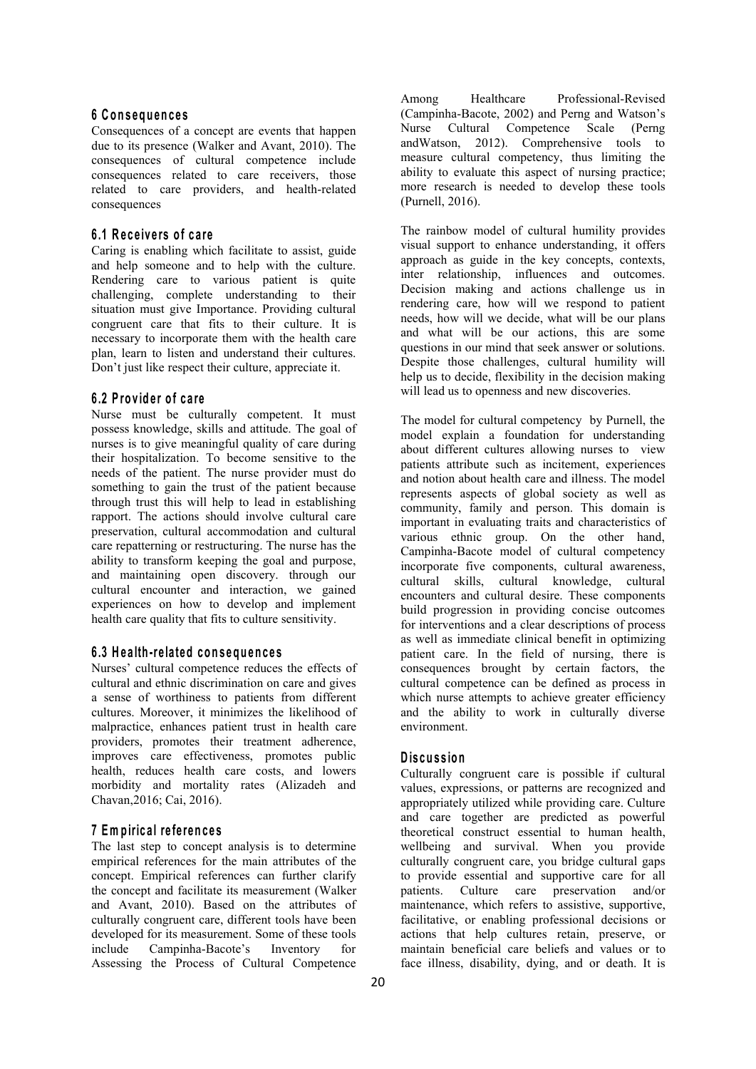## 6 Consequences

Consequences of a concept are events that happen due to its presence (Walker and Avant, 2010). The consequences of cultural competence include consequences related to care receivers, those related to care providers, and health-related consequences

### 6.1 Receivers of care

Caring is enabling which facilitate to assist, guide and help someone and to help with the culture. Rendering care to various patient is quite challenging, complete understanding to their situation must give Importance. Providing cultural congruent care that fits to their culture. It is necessary to incorporate them with the health care plan, learn to listen and understand their cultures. Don't just like respect their culture, appreciate it.

### 6.2 Provider of care

Nurse must be culturally competent. It must possess knowledge, skills and attitude. The goal of nurses is to give meaningful quality of care during their hospitalization. To become sensitive to the needs of the patient. The nurse provider must do something to gain the trust of the patient because through trust this will help to lead in establishing rapport. The actions should involve cultural care preservation, cultural accommodation and cultural care repatterning or restructuring. The nurse has the ability to transform keeping the goal and purpose, and maintaining open discovery. through our cultural encounter and interaction, we gained experiences on how to develop and implement health care quality that fits to culture sensitivity.

### 6.3 Health-related consequences

Nurses' cultural competence reduces the effects of cultural and ethnic discrimination on care and gives a sense of worthiness to patients from different cultures. Moreover, it minimizes the likelihood of malpractice, enhances patient trust in health care providers, promotes their treatment adherence, improves care effectiveness, promotes public health, reduces health care costs, and lowers morbidity and mortality rates (Alizadeh and Chavan,2016; Cai, 2016).

## 7 Empirical references

The last step to concept analysis is to determine empirical references for the main attributes of the concept. Empirical references can further clarify the concept and facilitate its measurement (Walker and Avant, 2010). Based on the attributes of culturally congruent care, different tools have been developed for its measurement. Some of these tools include Campinha-Bacote's Inventory for Assessing the Process of Cultural Competence Among Healthcare Professional-Revised (Campinha-Bacote, 2002) and Perng and Watson's Nurse Cultural Competence Scale (Perng andWatson, 2012). Comprehensive tools to measure cultural competency, thus limiting the ability to evaluate this aspect of nursing practice; more research is needed to develop these tools (Purnell, 2016).

The rainbow model of cultural humility provides visual support to enhance understanding, it offers approach as guide in the key concepts, contexts, inter relationship, influences and outcomes. Decision making and actions challenge us in rendering care, how will we respond to patient needs, how will we decide, what will be our plans and what will be our actions, this are some questions in our mind that seek answer or solutions. Despite those challenges, cultural humility will help us to decide, flexibility in the decision making will lead us to openness and new discoveries.

The model for cultural competency by Purnell, the model explain a foundation for understanding about different cultures allowing nurses to view patients attribute such as incitement, experiences and notion about health care and illness. The model represents aspects of global society as well as community, family and person. This domain is important in evaluating traits and characteristics of various ethnic group. On the other hand, Campinha-Bacote model of cultural competency incorporate five components, cultural awareness, cultural skills, cultural knowledge, cultural encounters and cultural desire. These components build progression in providing concise outcomes for interventions and a clear descriptions of process as well as immediate clinical benefit in optimizing patient care. In the field of nursing, there is consequences brought by certain factors, the cultural competence can be defined as process in which nurse attempts to achieve greater efficiency and the ability to work in culturally diverse environment.

## Discussion

Culturally congruent care is possible if cultural values, expressions, or patterns are recognized and appropriately utilized while providing care. Culture and care together are predicted as powerful theoretical construct essential to human health, wellbeing and survival. When you provide culturally congruent care, you bridge cultural gaps to provide essential and supportive care for all patients. Culture care preservation and/or maintenance, which refers to assistive, supportive, facilitative, or enabling professional decisions or actions that help cultures retain, preserve, or maintain beneficial care beliefs and values or to face illness, disability, dying, and or death. It is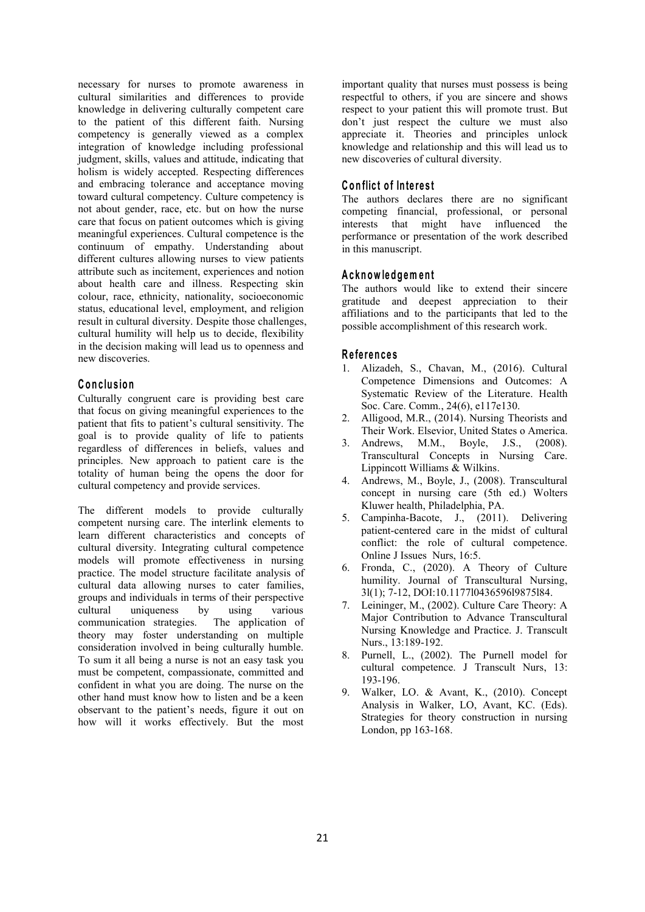necessary for nurses to promote awareness in cultural similarities and differences to provide knowledge in delivering culturally competent care to the patient of this different faith. Nursing competency is generally viewed as a complex integration of knowledge including professional judgment, skills, values and attitude, indicating that holism is widely accepted. Respecting differences and embracing tolerance and acceptance moving toward cultural competency. Culture competency is not about gender, race, etc. but on how the nurse care that focus on patient outcomes which is giving meaningful experiences. Cultural competence is the continuum of empathy. Understanding about different cultures allowing nurses to view patients attribute such as incitement, experiences and notion about health care and illness. Respecting skin colour, race, ethnicity, nationality, socioeconomic status, educational level, employment, and religion result in cultural diversity. Despite those challenges, cultural humility will help us to decide, flexibility in the decision making will lead us to openness and new discoveries.

## Conclusion

Culturally congruent care is providing best care that focus on giving meaningful experiences to the patient that fits to patient's cultural sensitivity. The goal is to provide quality of life to patients regardless of differences in beliefs, values and principles. New approach to patient care is the totality of human being the opens the door for cultural competency and provide services.

The different models to provide culturally competent nursing care. The interlink elements to learn different characteristics and concepts of cultural diversity. Integrating cultural competence models will promote effectiveness in nursing practice. The model structure facilitate analysis of cultural data allowing nurses to cater families, groups and individuals in terms of their perspective cultural uniqueness by using various communication strategies. The application of theory may foster understanding on multiple consideration involved in being culturally humble. To sum it all being a nurse is not an easy task you must be competent, compassionate, committed and confident in what you are doing. The nurse on the other hand must know how to listen and be a keen observant to the patient's needs, figure it out on how will it works effectively. But the most important quality that nurses must possess is being respectful to others, if you are sincere and shows respect to your patient this will promote trust. But don't just respect the culture we must also appreciate it. Theories and principles unlock knowledge and relationship and this will lead us to new discoveries of cultural diversity.

## Conflict of Interest

The authors declares there are no significant competing financial, professional, or personal interests that might have influenced the performance or presentation of the work described in this manuscript.

## Acknowledgement

The authors would like to extend their sincere gratitude and deepest appreciation to their affiliations and to the participants that led to the possible accomplishment of this research work.

## References

1. Alizadeh, S., Chavan, M., (2016). Cultural Competence Dimensions and Outcomes: A Systematic Review of the Literature. Health Soc. Care. Comm., 24(6), e117e130.
2. Alligood, M.R., (2014). Nursing Theorists and Their Work. Elsevior, United States o America.
3. Andrews, M.M., Boyle, J.S., (2008). Transcultural Concepts in Nursing Care. Lippincott Williams & Wilkins.
4. Andrews, M., Boyle, J., (2008). Transcultural concept in nursing care (5th ed.) Wolters Kluwer health, Philadelphia, PA.
5. Campinha-Bacote, J., (2011). Delivering patient-centered care in the midst of cultural conflict: the role of cultural competence. Online J Issues Nurs, 16:5.
6. Fronda, C., (2020). A Theory of Culture humility. Journal of Transcultural Nursing, 3l(1); 7-12, DOI:10.1177l0436596l9875l84.
7. Leininger, M., (2002). Culture Care Theory: A Major Contribution to Advance Transcultural Nursing Knowledge and Practice. J. Transcult Nurs., 13:189-192.
8. Purnell, L., (2002). The Purnell model for cultural competence. J Transcult Nurs, 13: 193-196.
9. Walker, LO. & Avant, K., (2010). Concept Analysis in Walker, LO, Avant, KC. (Eds). Strategies for theory construction in nursing London, pp 163-168.